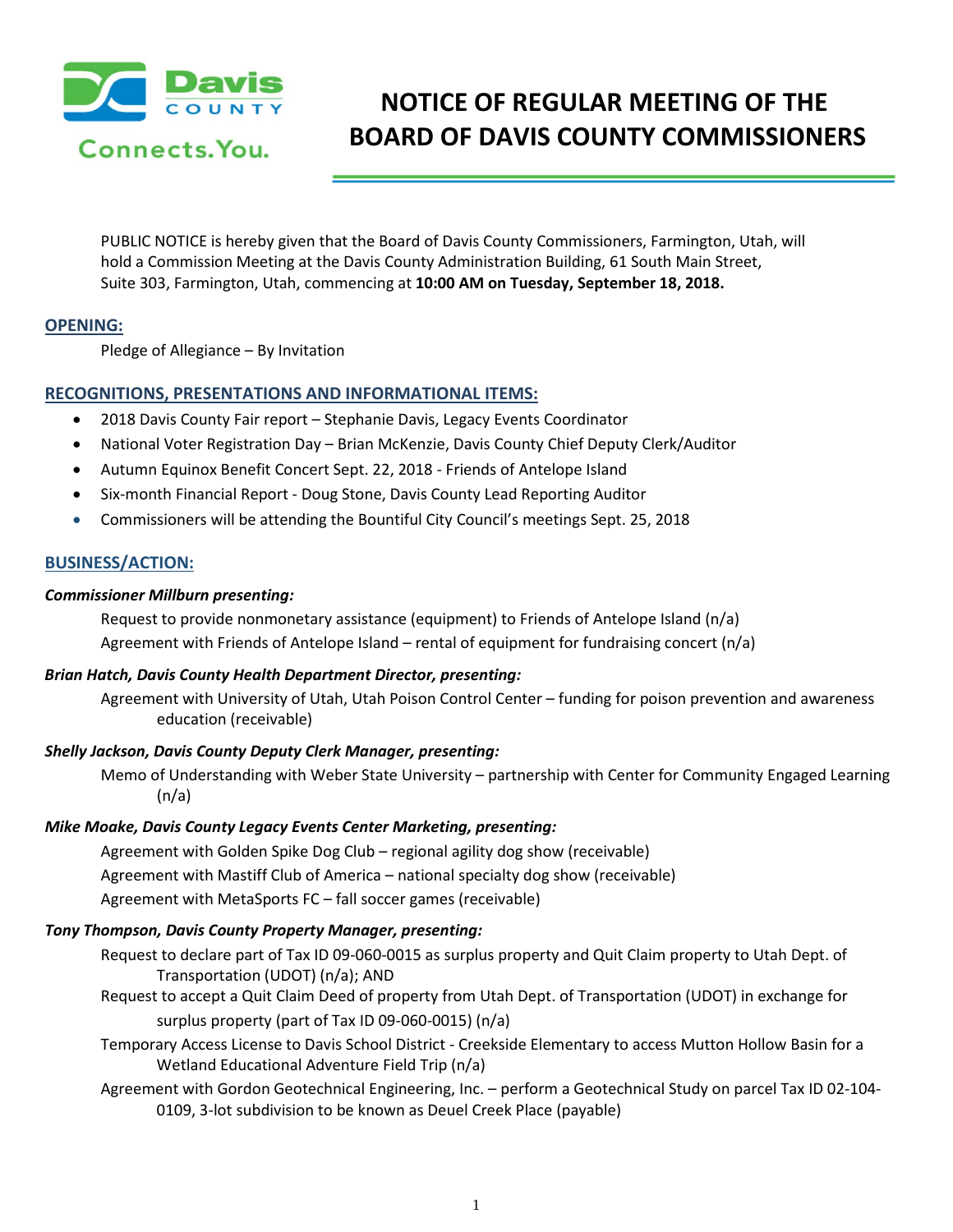# NOTICE OF REGULAR MEETING OF THE BOARD OF DAVIS COUNTY COMMISSIONERS

PUBLIC NOTICE is hereby given that the Board of Davis County Commissioners, Farmington, Utah, will hold a Commission Meeting at the Davis County Administration Building, 61 South Main Street, Suite 303, Farmington, Utah, commencing at **10:00 AM on Tuesday, September 18, 2018.**

## OPENING:

Pledge of Allegiance – By Invitation

## RECOGNITIONS, PRESENTATIONS AND INFORMATIONAL ITEMS:

- 2018 Davis County Fair report – Stephanie Davis, Legacy Events Coordinator
- National Voter Registration Day – Brian McKenzie, Davis County Chief Deputy Clerk/Auditor
- Autumn Equinox Benefit Concert Sept. 22, 2018 - Friends of Antelope Island
- Six-month Financial Report - Doug Stone, Davis County Lead Reporting Auditor
- Commissioners will be attending the Bountiful City Council's meetings Sept. 25, 2018

## BUSINESS/ACTION:

***Commissioner Millburn presenting:***

Request to provide nonmonetary assistance (equipment) to Friends of Antelope Island (n/a)

Agreement with Friends of Antelope Island – rental of equipment for fundraising concert (n/a)

***Brian Hatch, Davis County Health Department Director, presenting:***

Agreement with University of Utah, Utah Poison Control Center – funding for poison prevention and awareness education (receivable)

***Shelly Jackson, Davis County Deputy Clerk Manager, presenting:***

Memo of Understanding with Weber State University – partnership with Center for Community Engaged Learning (n/a)

***Mike Moake, Davis County Legacy Events Center Marketing, presenting:***

Agreement with Golden Spike Dog Club – regional agility dog show (receivable)

Agreement with Mastiff Club of America – national specialty dog show (receivable)

Agreement with MetaSports FC – fall soccer games (receivable)

***Tony Thompson, Davis County Property Manager, presenting:***

Request to declare part of Tax ID 09-060-0015 as surplus property and Quit Claim property to Utah Dept. of Transportation (UDOT) (n/a); AND

Request to accept a Quit Claim Deed of property from Utah Dept. of Transportation (UDOT) in exchange for surplus property (part of Tax ID 09-060-0015) (n/a)

Temporary Access License to Davis School District - Creekside Elementary to access Mutton Hollow Basin for a Wetland Educational Adventure Field Trip (n/a)

Agreement with Gordon Geotechnical Engineering, Inc. – perform a Geotechnical Study on parcel Tax ID 02-104-0109, 3-lot subdivision to be known as Deuel Creek Place (payable)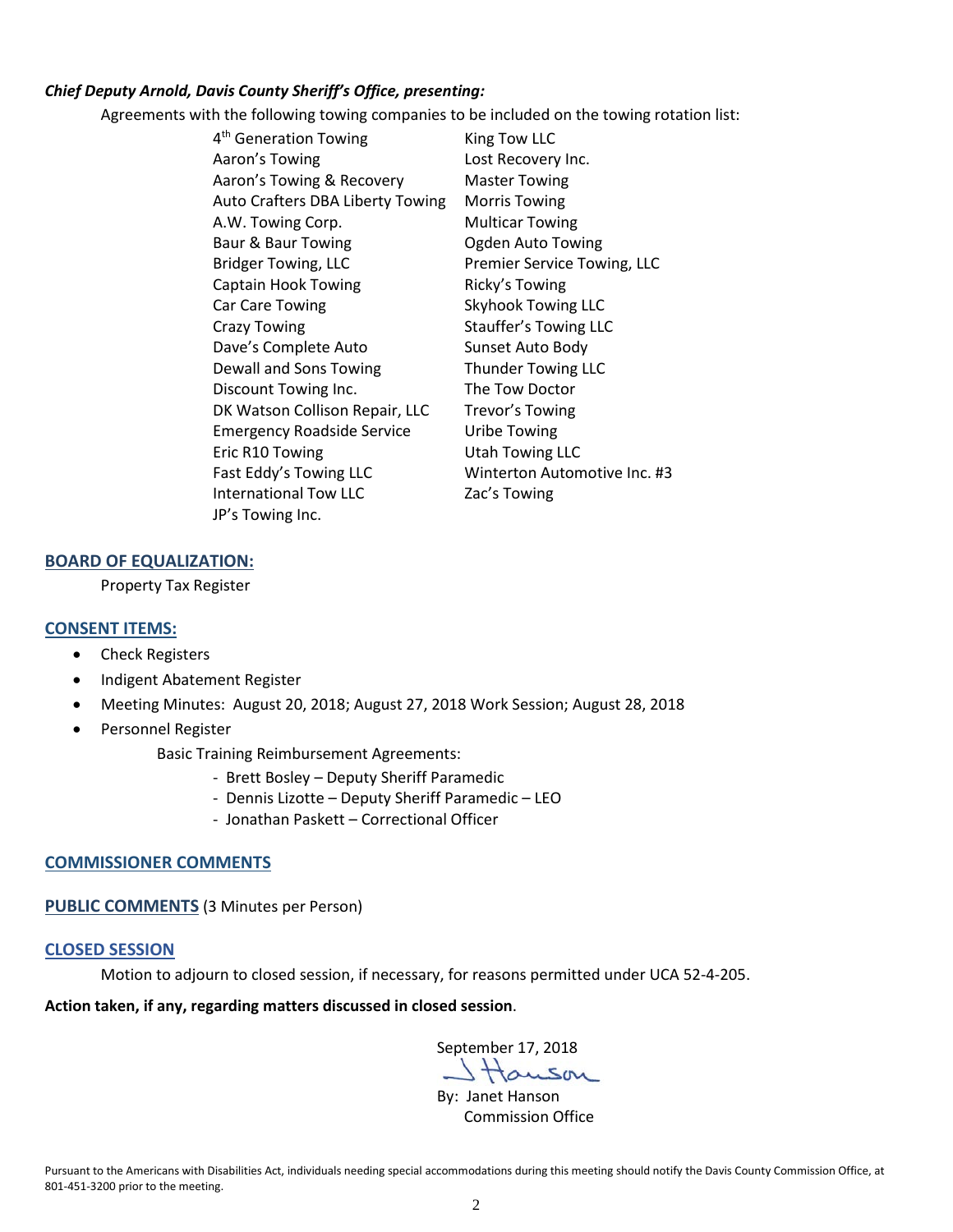***Chief Deputy Arnold, Davis County Sheriff's Office, presenting:***

Agreements with the following towing companies to be included on the towing rotation list:

- 4th Generation Towing
- Aaron's Towing
- Aaron's Towing & Recovery
- Auto Crafters DBA Liberty Towing
- A.W. Towing Corp.
- Baur & Baur Towing
- Bridger Towing, LLC
- Captain Hook Towing
- Car Care Towing
- Crazy Towing
- Dave's Complete Auto
- Dewall and Sons Towing
- Discount Towing Inc.
- DK Watson Collison Repair, LLC
- Emergency Roadside Service
- Eric R10 Towing
- Fast Eddy's Towing LLC
- International Tow LLC
- JP's Towing Inc.
- King Tow LLC
- Lost Recovery Inc.
- Master Towing
- Morris Towing
- Multicar Towing
- Ogden Auto Towing
- Premier Service Towing, LLC
- Ricky's Towing
- Skyhook Towing LLC
- Stauffer's Towing LLC
- Sunset Auto Body
- Thunder Towing LLC
- The Tow Doctor
- Trevor's Towing
- Uribe Towing
- Utah Towing LLC
- Winterton Automotive Inc. #3
- Zac's Towing

## BOARD OF EQUALIZATION:

Property Tax Register

## CONSENT ITEMS:

- Check Registers
- Indigent Abatement Register
- Meeting Minutes: August 20, 2018; August 27, 2018 Work Session; August 28, 2018
- Personnel Register

  Basic Training Reimbursement Agreements:
  - Brett Bosley – Deputy Sheriff Paramedic
  - Dennis Lizotte – Deputy Sheriff Paramedic – LEO
  - Jonathan Paskett – Correctional Officer

## COMMISSIONER COMMENTS

**PUBLIC COMMENTS** (3 Minutes per Person)

## CLOSED SESSION

Motion to adjourn to closed session, if necessary, for reasons permitted under UCA 52-4-205.

**Action taken, if any, regarding matters discussed in closed session**.

September 17, 2018

J Hanson

By: Janet Hanson
Commission Office

Pursuant to the Americans with Disabilities Act, individuals needing special accommodations during this meeting should notify the Davis County Commission Office, at 801-451-3200 prior to the meeting.